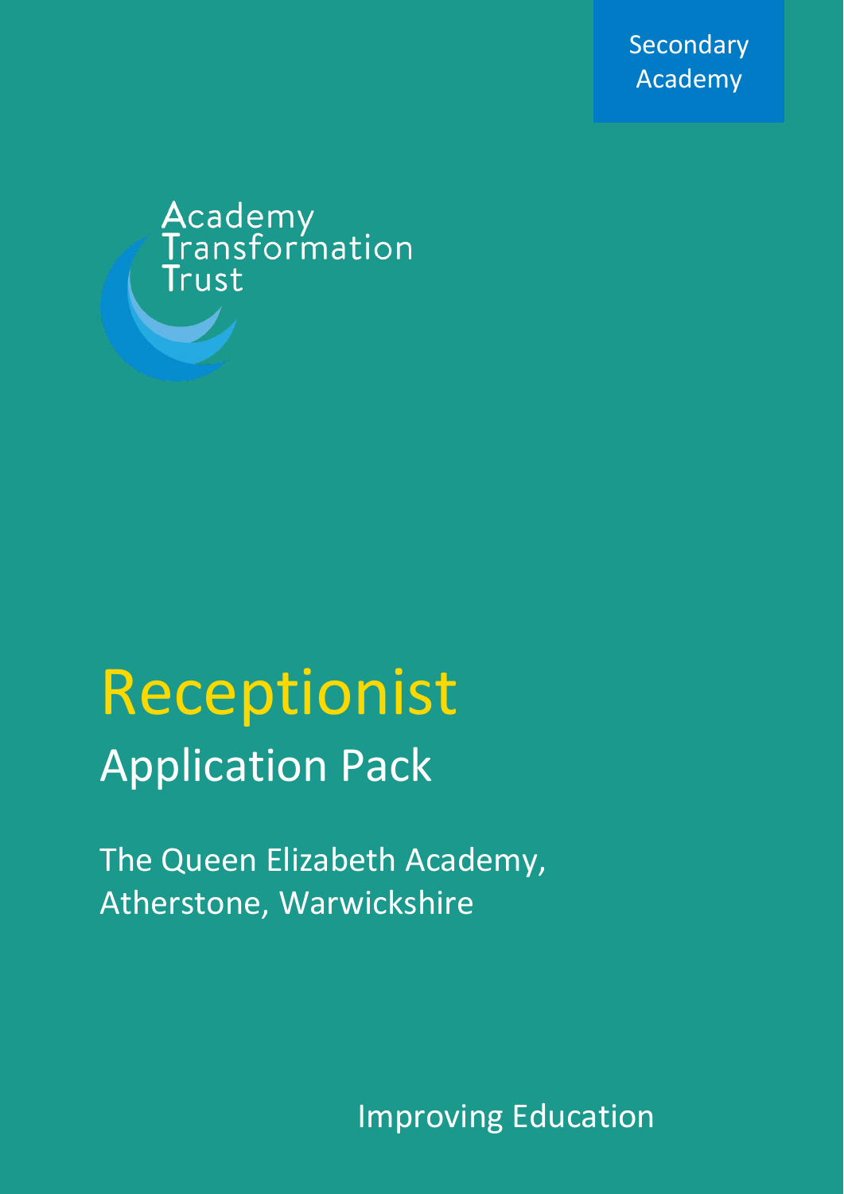Secondary Academy

Academy Transformation Trust

# Receptionist

## Application Pack

The Queen Elizabeth Academy, Atherstone, Warwickshire

Improving Education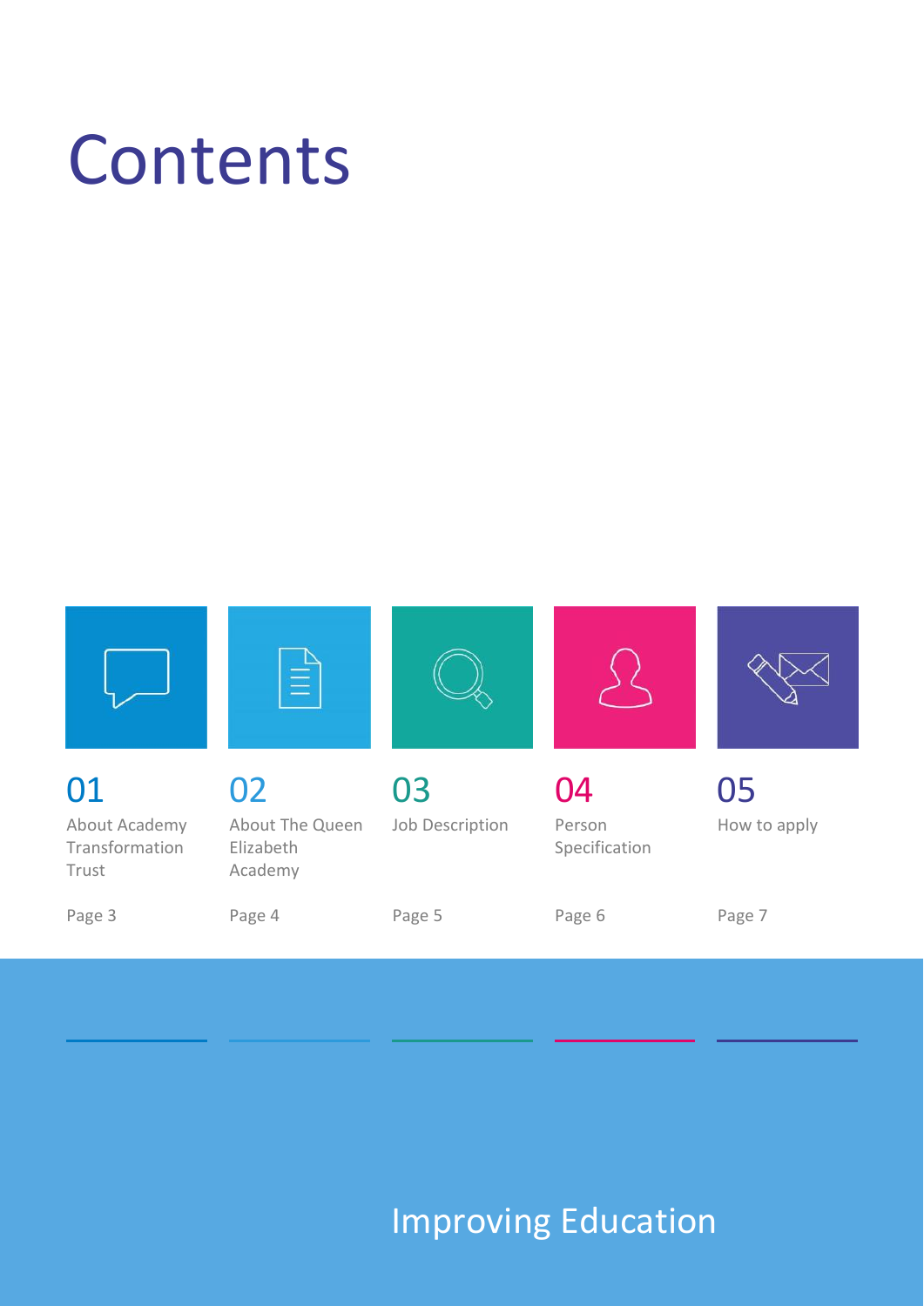# Contents

01
About Academy Transformation Trust

Page 3

02
About The Queen Elizabeth Academy

Page 4

03
Job Description

Page 5

04
Person Specification

Page 6

05
How to apply

Page 7

Improving Education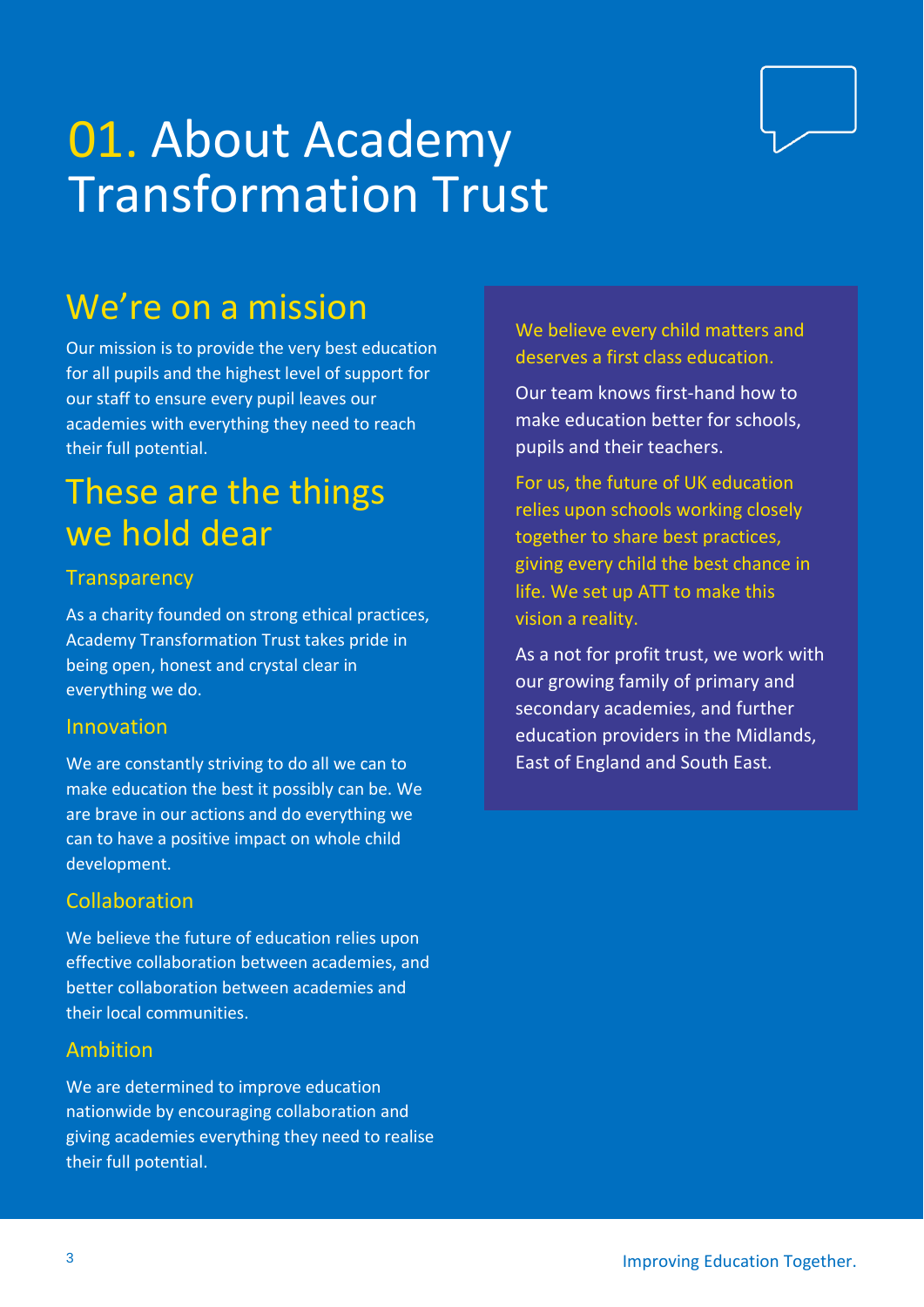# 01. About Academy Transformation Trust

## We're on a mission

Our mission is to provide the very best education for all pupils and the highest level of support for our staff to ensure every pupil leaves our academies with everything they need to reach their full potential.

## These are the things we hold dear

### Transparency

As a charity founded on strong ethical practices, Academy Transformation Trust takes pride in being open, honest and crystal clear in everything we do.

### Innovation

We are constantly striving to do all we can to make education the best it possibly can be. We are brave in our actions and do everything we can to have a positive impact on whole child development.

### Collaboration

We believe the future of education relies upon effective collaboration between academies, and better collaboration between academies and their local communities.

### Ambition

We are determined to improve education nationwide by encouraging collaboration and giving academies everything they need to realise their full potential.

We believe every child matters and deserves a first class education.

Our team knows first-hand how to make education better for schools, pupils and their teachers.

For us, the future of UK education relies upon schools working closely together to share best practices, giving every child the best chance in life. We set up ATT to make this vision a reality.

As a not for profit trust, we work with our growing family of primary and secondary academies, and further education providers in the Midlands, East of England and South East.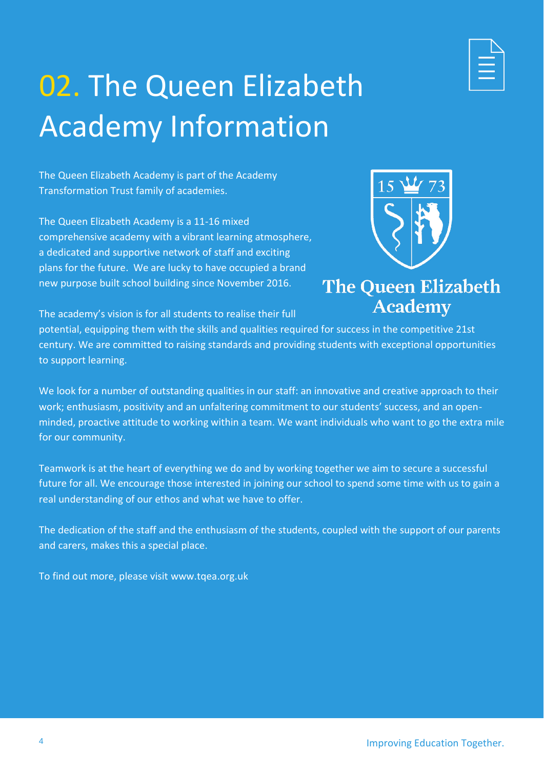# 02. The Queen Elizabeth Academy Information

The Queen Elizabeth Academy is part of the Academy Transformation Trust family of academies.

The Queen Elizabeth Academy is a 11-16 mixed comprehensive academy with a vibrant learning atmosphere, a dedicated and supportive network of staff and exciting plans for the future. We are lucky to have occupied a brand new purpose built school building since November 2016.

The academy's vision is for all students to realise their full potential, equipping them with the skills and qualities required for success in the competitive 21st century. We are committed to raising standards and providing students with exceptional opportunities to support learning.

We look for a number of outstanding qualities in our staff: an innovative and creative approach to their work; enthusiasm, positivity and an unfaltering commitment to our students' success, and an open-minded, proactive attitude to working within a team. We want individuals who want to go the extra mile for our community.

Teamwork is at the heart of everything we do and by working together we aim to secure a successful future for all. We encourage those interested in joining our school to spend some time with us to gain a real understanding of our ethos and what we have to offer.

The dedication of the staff and the enthusiasm of the students, coupled with the support of our parents and carers, makes this a special place.

To find out more, please visit www.tqea.org.uk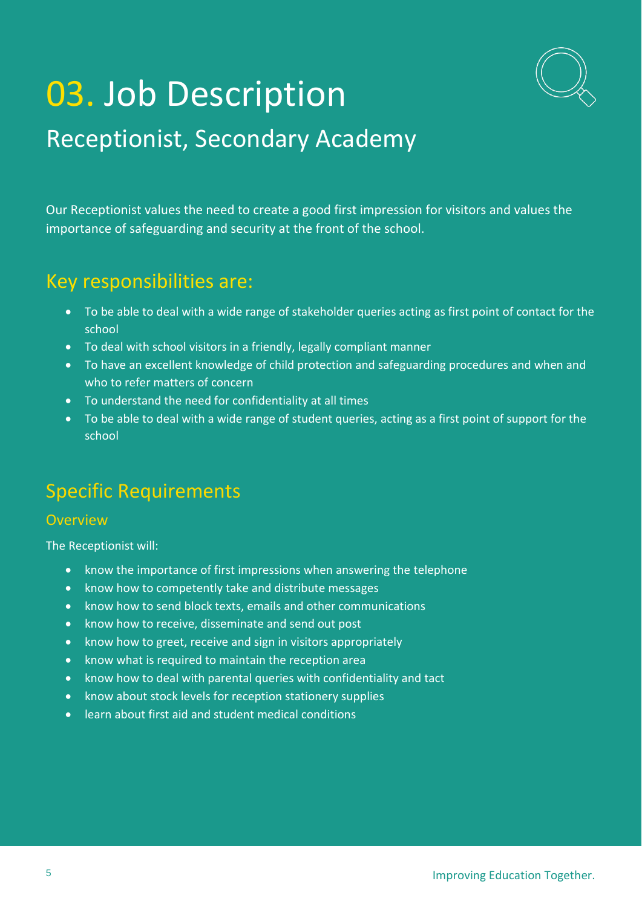# 03. Job Description

## Receptionist, Secondary Academy

Our Receptionist values the need to create a good first impression for visitors and values the importance of safeguarding and security at the front of the school.

## Key responsibilities are:

- To be able to deal with a wide range of stakeholder queries acting as first point of contact for the school
- To deal with school visitors in a friendly, legally compliant manner
- To have an excellent knowledge of child protection and safeguarding procedures and when and who to refer matters of concern
- To understand the need for confidentiality at all times
- To be able to deal with a wide range of student queries, acting as a first point of support for the school

## Specific Requirements

### Overview

The Receptionist will:

- know the importance of first impressions when answering the telephone
- know how to competently take and distribute messages
- know how to send block texts, emails and other communications
- know how to receive, disseminate and send out post
- know how to greet, receive and sign in visitors appropriately
- know what is required to maintain the reception area
- know how to deal with parental queries with confidentiality and tact
- know about stock levels for reception stationery supplies
- learn about first aid and student medical conditions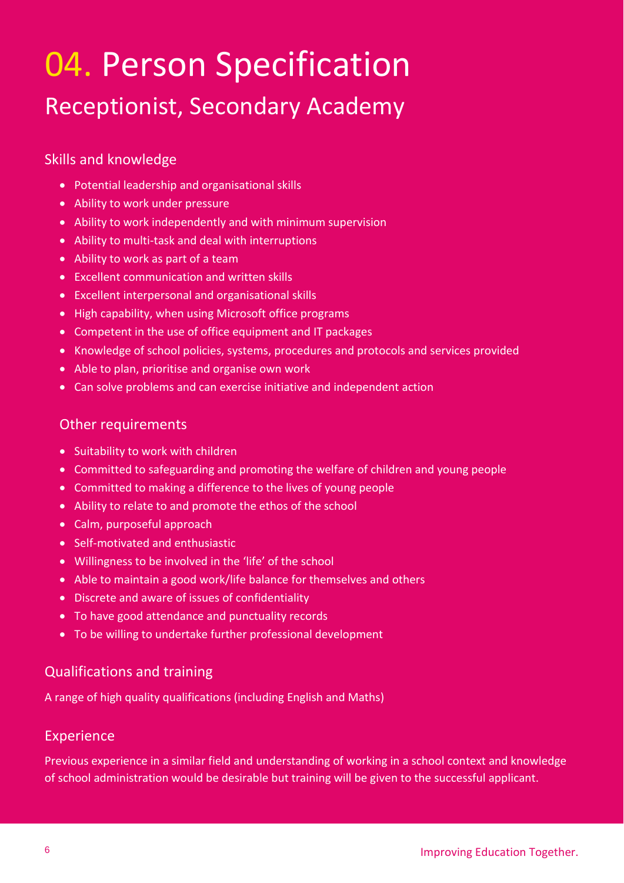# 04. Person Specification

## Receptionist, Secondary Academy

### Skills and knowledge

- Potential leadership and organisational skills
- Ability to work under pressure
- Ability to work independently and with minimum supervision
- Ability to multi-task and deal with interruptions
- Ability to work as part of a team
- Excellent communication and written skills
- Excellent interpersonal and organisational skills
- High capability, when using Microsoft office programs
- Competent in the use of office equipment and IT packages
- Knowledge of school policies, systems, procedures and protocols and services provided
- Able to plan, prioritise and organise own work
- Can solve problems and can exercise initiative and independent action

### Other requirements

- Suitability to work with children
- Committed to safeguarding and promoting the welfare of children and young people
- Committed to making a difference to the lives of young people
- Ability to relate to and promote the ethos of the school
- Calm, purposeful approach
- Self-motivated and enthusiastic
- Willingness to be involved in the 'life' of the school
- Able to maintain a good work/life balance for themselves and others
- Discrete and aware of issues of confidentiality
- To have good attendance and punctuality records
- To be willing to undertake further professional development

### Qualifications and training

A range of high quality qualifications (including English and Maths)

### Experience

Previous experience in a similar field and understanding of working in a school context and knowledge of school administration would be desirable but training will be given to the successful applicant.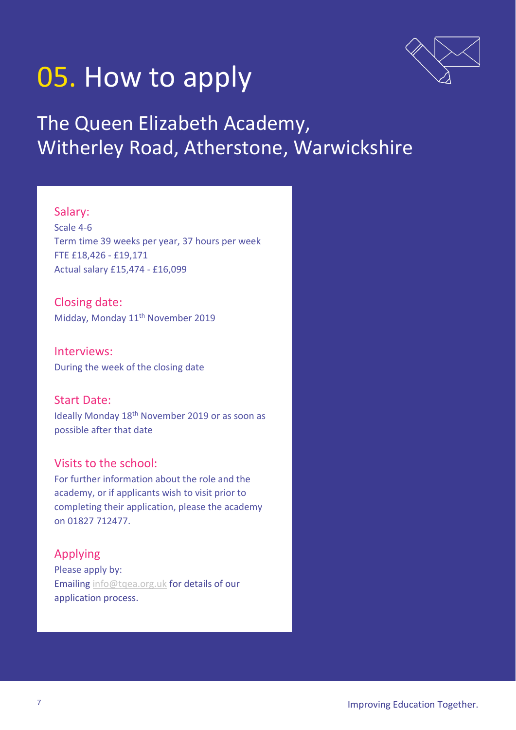# 05. How to apply

## The Queen Elizabeth Academy, Witherley Road, Atherstone, Warwickshire

### Salary:

Scale 4-6
Term time 39 weeks per year, 37 hours per week
FTE £18,426 - £19,171
Actual salary £15,474 - £16,099

### Closing date:

Midday, Monday 11th November 2019

### Interviews:

During the week of the closing date

### Start Date:

Ideally Monday 18th November 2019 or as soon as possible after that date

### Visits to the school:

For further information about the role and the academy, or if applicants wish to visit prior to completing their application, please the academy on 01827 712477.

### Applying

Please apply by:
Emailing info@tqea.org.uk for details of our application process.

Improving Education Together.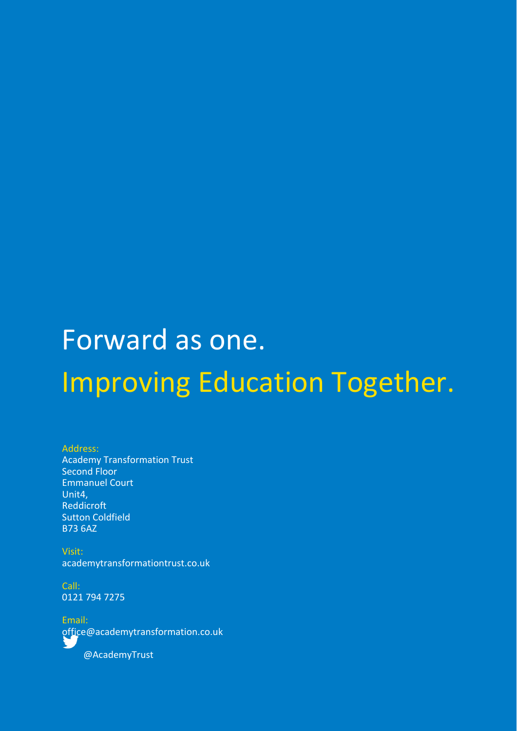# Forward as one.

# Improving Education Together.

Address:
Academy Transformation Trust
Second Floor
Emmanuel Court
Unit4,
Reddicroft
Sutton Coldfield
B73 6AZ

Visit:
academytransformationtrust.co.uk

Call:
0121 794 7275

Email:
office@academytransformation.co.uk

@AcademyTrust